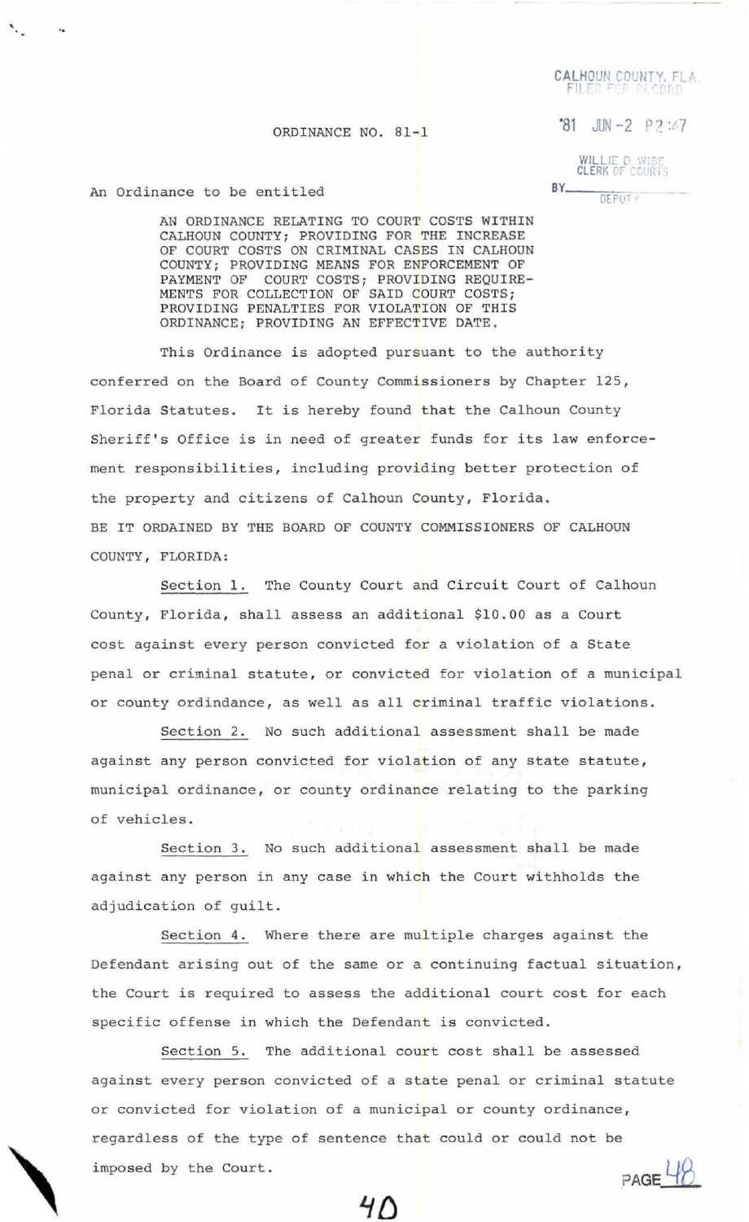CALHOUN COUNTY, FLA.
FILED FOR RECORD

'81 JUN -2 P2:47

WILLIE D. WISE
CLERK OF COURTS
BY________
DEPUTY

ORDINANCE NO. 81-1

An Ordinance to be entitled

AN ORDINANCE RELATING TO COURT COSTS WITHIN CALHOUN COUNTY; PROVIDING FOR THE INCREASE OF COURT COSTS ON CRIMINAL CASES IN CALHOUN COUNTY; PROVIDING MEANS FOR ENFORCEMENT OF PAYMENT OF COURT COSTS; PROVIDING REQUIREMENTS FOR COLLECTION OF SAID COURT COSTS; PROVIDING PENALTIES FOR VIOLATION OF THIS ORDINANCE; PROVIDING AN EFFECTIVE DATE.

This Ordinance is adopted pursuant to the authority conferred on the Board of County Commissioners by Chapter 125, Florida Statutes. It is hereby found that the Calhoun County Sheriff's Office is in need of greater funds for its law enforcement responsibilities, including providing better protection of the property and citizens of Calhoun County, Florida.

BE IT ORDAINED BY THE BOARD OF COUNTY COMMISSIONERS OF CALHOUN COUNTY, FLORIDA:

Section 1. The County Court and Circuit Court of Calhoun County, Florida, shall assess an additional $10.00 as a Court cost against every person convicted for a violation of a State penal or criminal statute, or convicted for violation of a municipal or county ordindance, as well as all criminal traffic violations.

Section 2. No such additional assessment shall be made against any person convicted for violation of any state statute, municipal ordinance, or county ordinance relating to the parking of vehicles.

Section 3. No such additional assessment shall be made against any person in any case in which the Court withholds the adjudication of guilt.

Section 4. Where there are multiple charges against the Defendant arising out of the same or a continuing factual situation, the Court is required to assess the additional court cost for each specific offense in which the Defendant is convicted.

Section 5. The additional court cost shall be assessed against every person convicted of a state penal or criminal statute or convicted for violation of a municipal or county ordinance, regardless of the type of sentence that could or could not be imposed by the Court.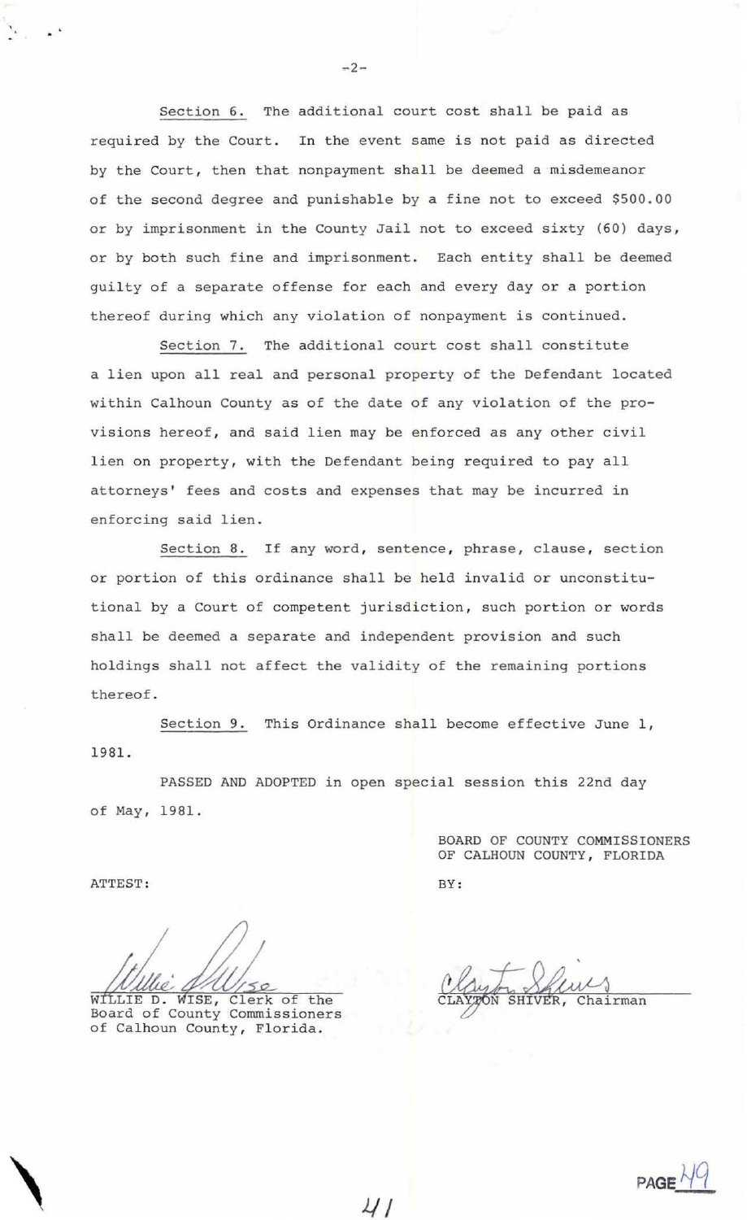Section 6. The additional court cost shall be paid as required by the Court. In the event same is not paid as directed by the Court, then that nonpayment shall be deemed a misdemeanor of the second degree and punishable by a fine not to exceed $500.00 or by imprisonment in the County Jail not to exceed sixty (60) days, or by both such fine and imprisonment. Each entity shall be deemed guilty of a separate offense for each and every day or a portion thereof during which any violation of nonpayment is continued.

Section 7. The additional court cost shall constitute a lien upon all real and personal property of the Defendant located within Calhoun County as of the date of any violation of the provisions hereof, and said lien may be enforced as any other civil lien on property, with the Defendant being required to pay all attorneys' fees and costs and expenses that may be incurred in enforcing said lien.

Section 8. If any word, sentence, phrase, clause, section or portion of this ordinance shall be held invalid or unconstitutional by a Court of competent jurisdiction, such portion or words shall be deemed a separate and independent provision and such holdings shall not affect the validity of the remaining portions thereof.

Section 9. This Ordinance shall become effective June 1, 1981.

PASSED AND ADOPTED in open special session this 22nd day of May, 1981.

BOARD OF COUNTY COMMISSIONERS
OF CALHOUN COUNTY, FLORIDA

ATTEST:

BY:

WILLIE D. WISE, Clerk of the
Board of County Commissioners
of Calhoun County, Florida.

CLAYTON SHIVER, Chairman

PAGE 49

41